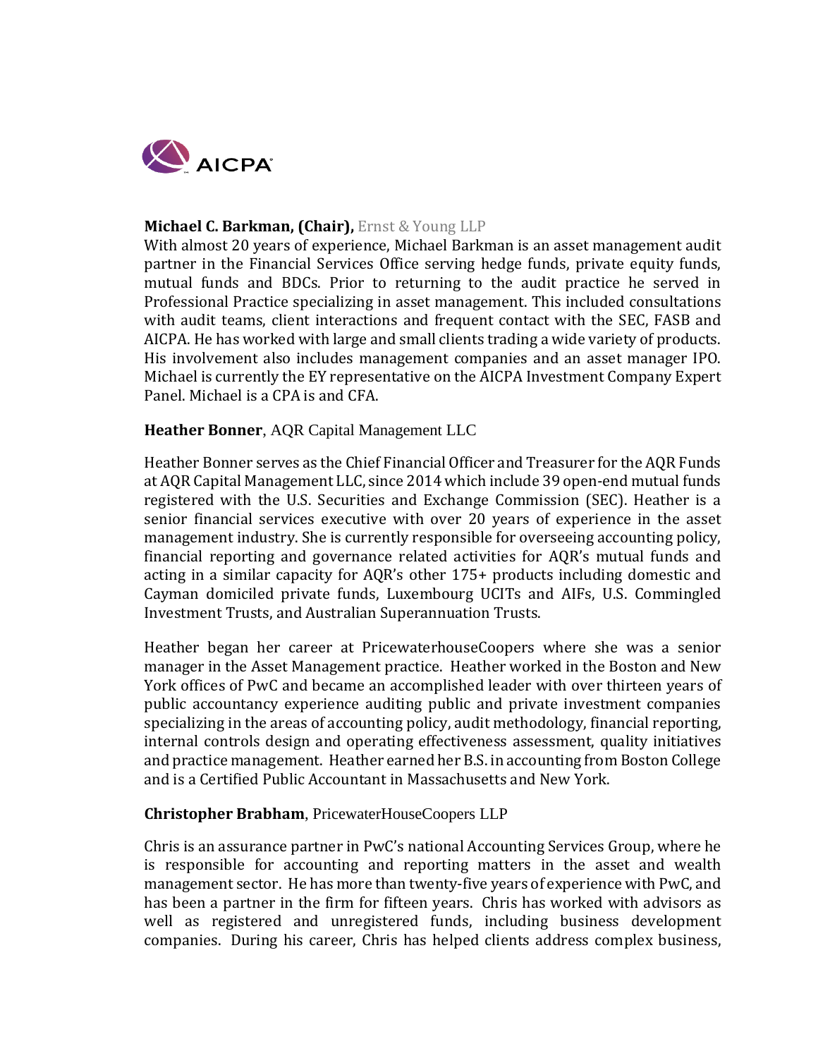AICPA

**Michael C. Barkman, (Chair),** Ernst & Young LLP

With almost 20 years of experience, Michael Barkman is an asset management audit partner in the Financial Services Office serving hedge funds, private equity funds, mutual funds and BDCs. Prior to returning to the audit practice he served in Professional Practice specializing in asset management. This included consultations with audit teams, client interactions and frequent contact with the SEC, FASB and AICPA. He has worked with large and small clients trading a wide variety of products. His involvement also includes management companies and an asset manager IPO. Michael is currently the EY representative on the AICPA Investment Company Expert Panel. Michael is a CPA is and CFA.

**Heather Bonner**, AQR Capital Management LLC

Heather Bonner serves as the Chief Financial Officer and Treasurer for the AQR Funds at AQR Capital Management LLC, since 2014 which include 39 open-end mutual funds registered with the U.S. Securities and Exchange Commission (SEC). Heather is a senior financial services executive with over 20 years of experience in the asset management industry. She is currently responsible for overseeing accounting policy, financial reporting and governance related activities for AQR's mutual funds and acting in a similar capacity for AQR's other 175+ products including domestic and Cayman domiciled private funds, Luxembourg UCITs and AIFs, U.S. Commingled Investment Trusts, and Australian Superannuation Trusts.

Heather began her career at PricewaterhouseCoopers where she was a senior manager in the Asset Management practice. Heather worked in the Boston and New York offices of PwC and became an accomplished leader with over thirteen years of public accountancy experience auditing public and private investment companies specializing in the areas of accounting policy, audit methodology, financial reporting, internal controls design and operating effectiveness assessment, quality initiatives and practice management. Heather earned her B.S. in accounting from Boston College and is a Certified Public Accountant in Massachusetts and New York.

**Christopher Brabham**, PricewaterHouseCoopers LLP

Chris is an assurance partner in PwC's national Accounting Services Group, where he is responsible for accounting and reporting matters in the asset and wealth management sector. He has more than twenty-five years of experience with PwC, and has been a partner in the firm for fifteen years. Chris has worked with advisors as well as registered and unregistered funds, including business development companies. During his career, Chris has helped clients address complex business,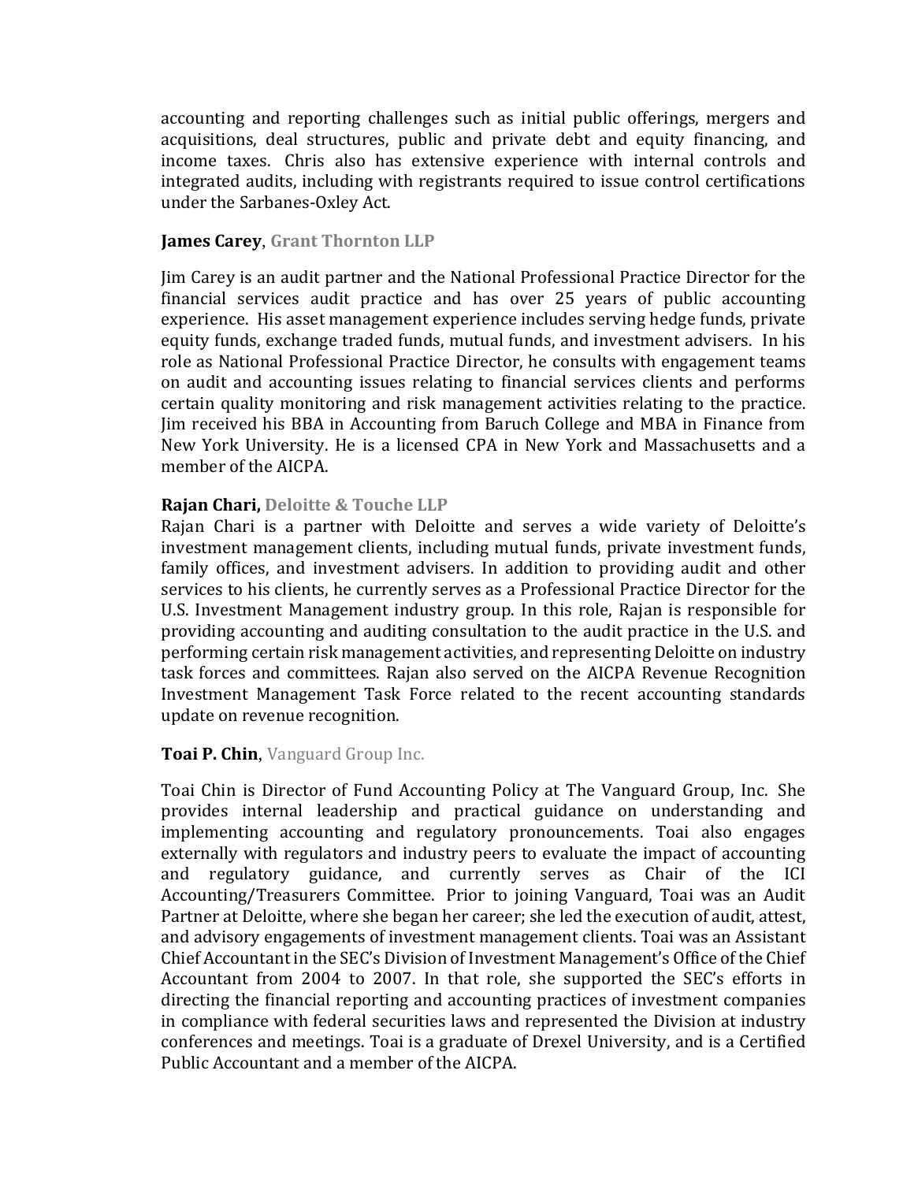accounting and reporting challenges such as initial public offerings, mergers and acquisitions, deal structures, public and private debt and equity financing, and income taxes. Chris also has extensive experience with internal controls and integrated audits, including with registrants required to issue control certifications under the Sarbanes-Oxley Act.

**James Carey**, **Grant Thornton LLP**

Jim Carey is an audit partner and the National Professional Practice Director for the financial services audit practice and has over 25 years of public accounting experience. His asset management experience includes serving hedge funds, private equity funds, exchange traded funds, mutual funds, and investment advisers. In his role as National Professional Practice Director, he consults with engagement teams on audit and accounting issues relating to financial services clients and performs certain quality monitoring and risk management activities relating to the practice. Jim received his BBA in Accounting from Baruch College and MBA in Finance from New York University. He is a licensed CPA in New York and Massachusetts and a member of the AICPA.

**Rajan Chari, Deloitte & Touche LLP**

Rajan Chari is a partner with Deloitte and serves a wide variety of Deloitte's investment management clients, including mutual funds, private investment funds, family offices, and investment advisers. In addition to providing audit and other services to his clients, he currently serves as a Professional Practice Director for the U.S. Investment Management industry group. In this role, Rajan is responsible for providing accounting and auditing consultation to the audit practice in the U.S. and performing certain risk management activities, and representing Deloitte on industry task forces and committees. Rajan also served on the AICPA Revenue Recognition Investment Management Task Force related to the recent accounting standards update on revenue recognition.

**Toai P. Chin**, Vanguard Group Inc.

Toai Chin is Director of Fund Accounting Policy at The Vanguard Group, Inc. She provides internal leadership and practical guidance on understanding and implementing accounting and regulatory pronouncements. Toai also engages externally with regulators and industry peers to evaluate the impact of accounting and regulatory guidance, and currently serves as Chair of the ICI Accounting/Treasurers Committee. Prior to joining Vanguard, Toai was an Audit Partner at Deloitte, where she began her career; she led the execution of audit, attest, and advisory engagements of investment management clients. Toai was an Assistant Chief Accountant in the SEC's Division of Investment Management's Office of the Chief Accountant from 2004 to 2007. In that role, she supported the SEC's efforts in directing the financial reporting and accounting practices of investment companies in compliance with federal securities laws and represented the Division at industry conferences and meetings. Toai is a graduate of Drexel University, and is a Certified Public Accountant and a member of the AICPA.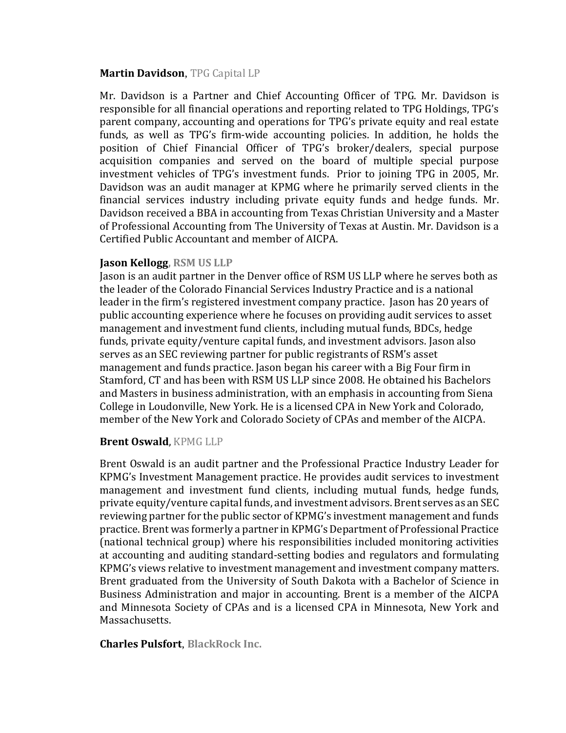**Martin Davidson**, TPG Capital LP

Mr. Davidson is a Partner and Chief Accounting Officer of TPG. Mr. Davidson is responsible for all financial operations and reporting related to TPG Holdings, TPG's parent company, accounting and operations for TPG's private equity and real estate funds, as well as TPG's firm-wide accounting policies. In addition, he holds the position of Chief Financial Officer of TPG's broker/dealers, special purpose acquisition companies and served on the board of multiple special purpose investment vehicles of TPG's investment funds. Prior to joining TPG in 2005, Mr. Davidson was an audit manager at KPMG where he primarily served clients in the financial services industry including private equity funds and hedge funds. Mr. Davidson received a BBA in accounting from Texas Christian University and a Master of Professional Accounting from The University of Texas at Austin. Mr. Davidson is a Certified Public Accountant and member of AICPA.

**Jason Kellogg, RSM US LLP**

Jason is an audit partner in the Denver office of RSM US LLP where he serves both as the leader of the Colorado Financial Services Industry Practice and is a national leader in the firm's registered investment company practice. Jason has 20 years of public accounting experience where he focuses on providing audit services to asset management and investment fund clients, including mutual funds, BDCs, hedge funds, private equity/venture capital funds, and investment advisors. Jason also serves as an SEC reviewing partner for public registrants of RSM's asset management and funds practice. Jason began his career with a Big Four firm in Stamford, CT and has been with RSM US LLP since 2008. He obtained his Bachelors and Masters in business administration, with an emphasis in accounting from Siena College in Loudonville, New York. He is a licensed CPA in New York and Colorado, member of the New York and Colorado Society of CPAs and member of the AICPA.

**Brent Oswald**, KPMG LLP

Brent Oswald is an audit partner and the Professional Practice Industry Leader for KPMG's Investment Management practice. He provides audit services to investment management and investment fund clients, including mutual funds, hedge funds, private equity/venture capital funds, and investment advisors. Brent serves as an SEC reviewing partner for the public sector of KPMG's investment management and funds practice. Brent was formerly a partner in KPMG's Department of Professional Practice (national technical group) where his responsibilities included monitoring activities at accounting and auditing standard-setting bodies and regulators and formulating KPMG's views relative to investment management and investment company matters. Brent graduated from the University of South Dakota with a Bachelor of Science in Business Administration and major in accounting. Brent is a member of the AICPA and Minnesota Society of CPAs and is a licensed CPA in Minnesota, New York and Massachusetts.

**Charles Pulsfort**, **BlackRock Inc.**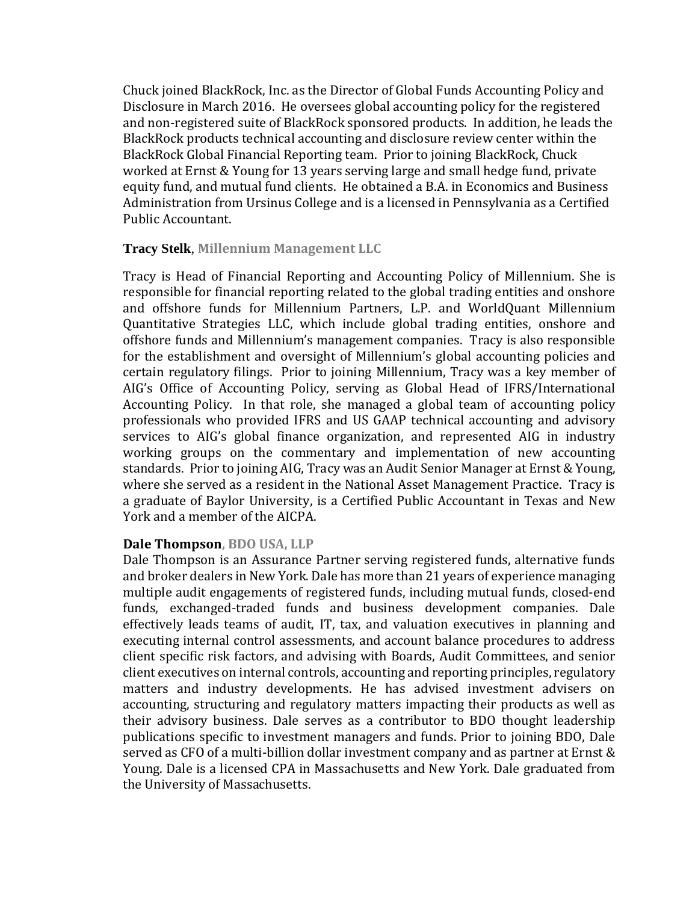Chuck joined BlackRock, Inc. as the Director of Global Funds Accounting Policy and Disclosure in March 2016. He oversees global accounting policy for the registered and non-registered suite of BlackRock sponsored products. In addition, he leads the BlackRock products technical accounting and disclosure review center within the BlackRock Global Financial Reporting team. Prior to joining BlackRock, Chuck worked at Ernst & Young for 13 years serving large and small hedge fund, private equity fund, and mutual fund clients. He obtained a B.A. in Economics and Business Administration from Ursinus College and is a licensed in Pennsylvania as a Certified Public Accountant.

**Tracy Stelk**, **Millennium Management LLC**

Tracy is Head of Financial Reporting and Accounting Policy of Millennium. She is responsible for financial reporting related to the global trading entities and onshore and offshore funds for Millennium Partners, L.P. and WorldQuant Millennium Quantitative Strategies LLC, which include global trading entities, onshore and offshore funds and Millennium's management companies. Tracy is also responsible for the establishment and oversight of Millennium's global accounting policies and certain regulatory filings. Prior to joining Millennium, Tracy was a key member of AIG's Office of Accounting Policy, serving as Global Head of IFRS/International Accounting Policy. In that role, she managed a global team of accounting policy professionals who provided IFRS and US GAAP technical accounting and advisory services to AIG's global finance organization, and represented AIG in industry working groups on the commentary and implementation of new accounting standards. Prior to joining AIG, Tracy was an Audit Senior Manager at Ernst & Young, where she served as a resident in the National Asset Management Practice. Tracy is a graduate of Baylor University, is a Certified Public Accountant in Texas and New York and a member of the AICPA.

**Dale Thompson**, **BDO USA, LLP**

Dale Thompson is an Assurance Partner serving registered funds, alternative funds and broker dealers in New York. Dale has more than 21 years of experience managing multiple audit engagements of registered funds, including mutual funds, closed-end funds, exchanged-traded funds and business development companies. Dale effectively leads teams of audit, IT, tax, and valuation executives in planning and executing internal control assessments, and account balance procedures to address client specific risk factors, and advising with Boards, Audit Committees, and senior client executives on internal controls, accounting and reporting principles, regulatory matters and industry developments. He has advised investment advisers on accounting, structuring and regulatory matters impacting their products as well as their advisory business. Dale serves as a contributor to BDO thought leadership publications specific to investment managers and funds. Prior to joining BDO, Dale served as CFO of a multi-billion dollar investment company and as partner at Ernst & Young. Dale is a licensed CPA in Massachusetts and New York. Dale graduated from the University of Massachusetts.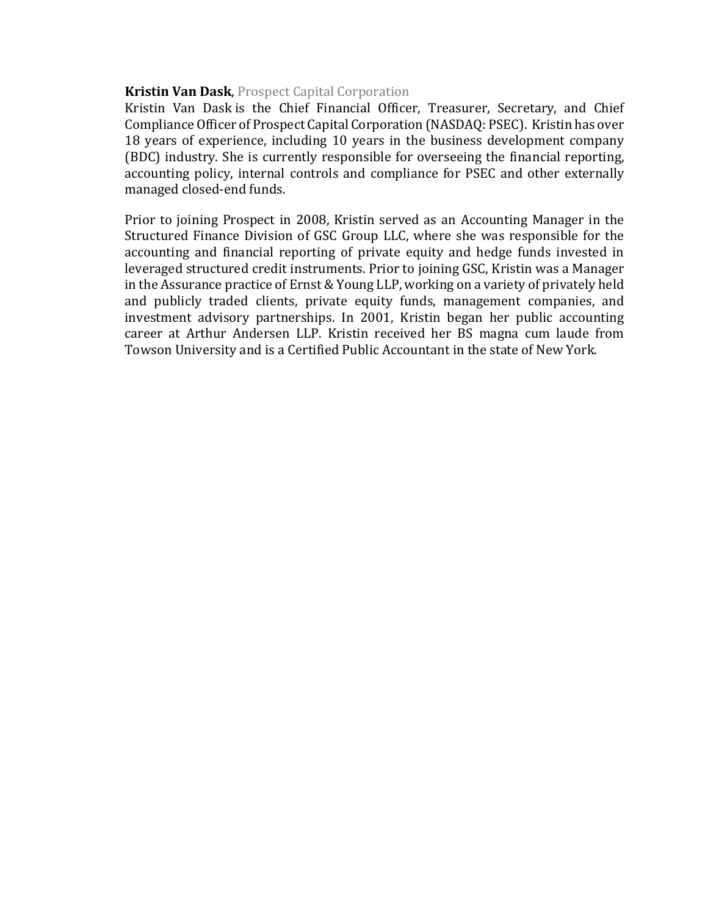**Kristin Van Dask**, Prospect Capital Corporation

Kristin Van Dask is the Chief Financial Officer, Treasurer, Secretary, and Chief Compliance Officer of Prospect Capital Corporation (NASDAQ: PSEC). Kristin has over 18 years of experience, including 10 years in the business development company (BDC) industry. She is currently responsible for overseeing the financial reporting, accounting policy, internal controls and compliance for PSEC and other externally managed closed-end funds.

Prior to joining Prospect in 2008, Kristin served as an Accounting Manager in the Structured Finance Division of GSC Group LLC, where she was responsible for the accounting and financial reporting of private equity and hedge funds invested in leveraged structured credit instruments. Prior to joining GSC, Kristin was a Manager in the Assurance practice of Ernst & Young LLP, working on a variety of privately held and publicly traded clients, private equity funds, management companies, and investment advisory partnerships. In 2001, Kristin began her public accounting career at Arthur Andersen LLP. Kristin received her BS magna cum laude from Towson University and is a Certified Public Accountant in the state of New York.